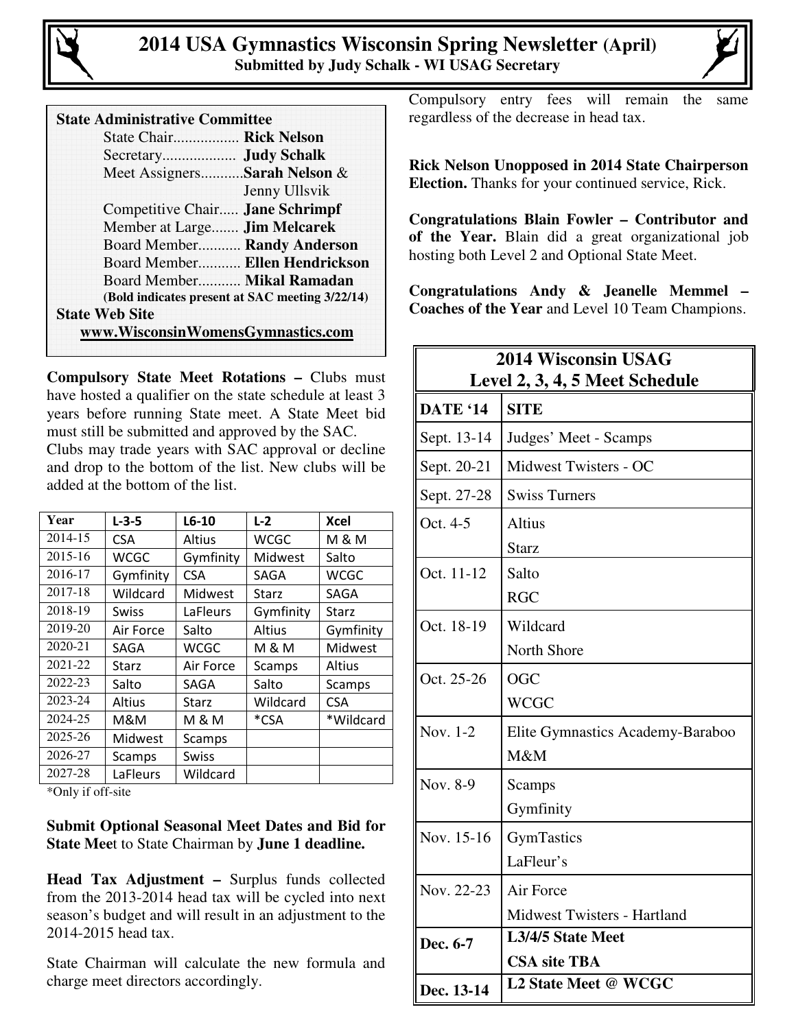# 2014 USA Gymnastics Wisconsin Spring Newsletter (April)

**Submitted by Judy Schalk - WI USAG Secretary**

**State Administrative Committee**

- State Chair................. **Rick Nelson**
- Secretary................... **Judy Schalk**
- Meet Assigners...........**Sarah Nelson** & Jenny Ullsvik
- Competitive Chair..... **Jane Schrimpf**
- Member at Large....... **Jim Melcarek**
- Board Member........... **Randy Anderson**
- Board Member........... **Ellen Hendrickson**
- Board Member........... **Mikal Ramadan**

**(Bold indicates present at SAC meeting 3/22/14)**

**State Web Site**

**www.WisconsinWomensGymnastics.com**

**Compulsory State Meet Rotations –** Clubs must have hosted a qualifier on the state schedule at least 3 years before running State meet. A State Meet bid must still be submitted and approved by the SAC. Clubs may trade years with SAC approval or decline and drop to the bottom of the list. New clubs will be added at the bottom of the list.

| Year | L-3-5 | L6-10 | L-2 | Xcel |
|---|---|---|---|---|
| 2014-15 | CSA | Altius | WCGC | M & M |
| 2015-16 | WCGC | Gymfinity | Midwest | Salto |
| 2016-17 | Gymfinity | CSA | SAGA | WCGC |
| 2017-18 | Wildcard | Midwest | Starz | SAGA |
| 2018-19 | Swiss | LaFleurs | Gymfinity | Starz |
| 2019-20 | Air Force | Salto | Altius | Gymfinity |
| 2020-21 | SAGA | WCGC | M & M | Midwest |
| 2021-22 | Starz | Air Force | Scamps | Altius |
| 2022-23 | Salto | SAGA | Salto | Scamps |
| 2023-24 | Altius | Starz | Wildcard | CSA |
| 2024-25 | M&M | M & M | *CSA | *Wildcard |
| 2025-26 | Midwest | Scamps | | |
| 2026-27 | Scamps | Swiss | | |
| 2027-28 | LaFleurs | Wildcard | | |

*Only if off-site

**Submit Optional Seasonal Meet Dates and Bid for State Mee**t to State Chairman by **June 1 deadline.**

**Head Tax Adjustment –** Surplus funds collected from the 2013-2014 head tax will be cycled into next season's budget and will result in an adjustment to the 2014-2015 head tax.

State Chairman will calculate the new formula and charge meet directors accordingly.

Compulsory entry fees will remain the same regardless of the decrease in head tax.

**Rick Nelson Unopposed in 2014 State Chairperson Election.** Thanks for your continued service, Rick.

**Congratulations Blain Fowler – Contributor and of the Year.** Blain did a great organizational job hosting both Level 2 and Optional State Meet.

**Congratulations Andy & Jeanelle Memmel – Coaches of the Year** and Level 10 Team Champions.

## 2014 Wisconsin USAG Level 2, 3, 4, 5 Meet Schedule

| DATE '14 | SITE |
|---|---|
| Sept. 13-14 | Judges' Meet - Scamps |
| Sept. 20-21 | Midwest Twisters - OC |
| Sept. 27-28 | Swiss Turners |
| Oct. 4-5 | Altius<br>Starz |
| Oct. 11-12 | Salto<br>RGC |
| Oct. 18-19 | Wildcard<br>North Shore |
| Oct. 25-26 | OGC<br>WCGC |
| Nov. 1-2 | Elite Gymnastics Academy-Baraboo<br>M&M |
| Nov. 8-9 | Scamps<br>Gymfinity |
| Nov. 15-16 | GymTastics<br>LaFleur's |
| Nov. 22-23 | Air Force<br>Midwest Twisters - Hartland |
| **Dec. 6-7** | **L3/4/5 State Meet**<br>**CSA site TBA** |
| **Dec. 13-14** | **L2 State Meet @ WCGC** |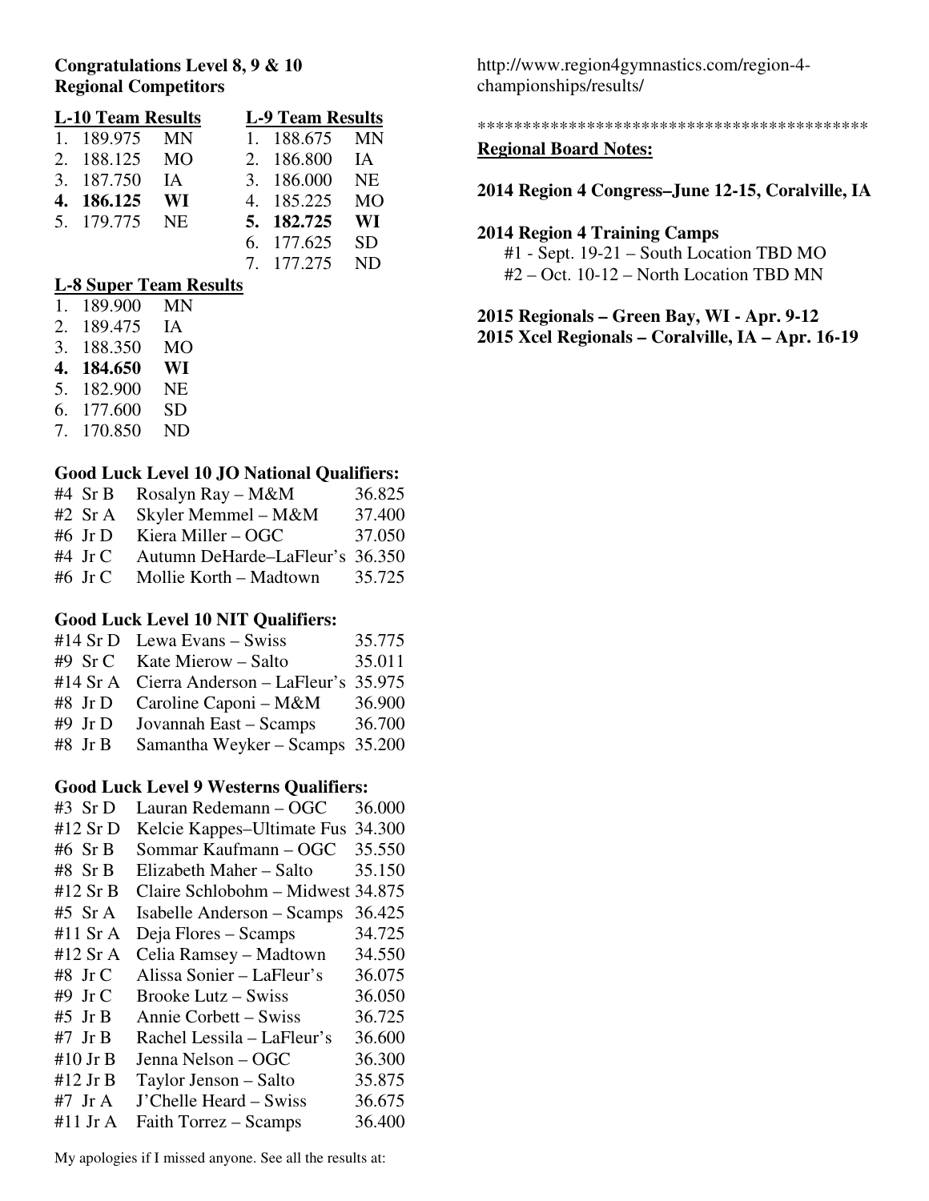**Congratulations Level 8, 9 & 10 Regional Competitors**

**L-10 Team Results**

| | | |
|---|---|---|
| 1. | 189.975 | MN |
| 2. | 188.125 | MO |
| 3. | 187.750 | IA |
| **4.** | **186.125** | **WI** |
| 5. | 179.775 | NE |

**L-9 Team Results**

| | | |
|---|---|---|
| 1. | 188.675 | MN |
| 2. | 186.800 | IA |
| 3. | 186.000 | NE |
| 4. | 185.225 | MO |
| **5.** | **182.725** | **WI** |
| 6. | 177.625 | SD |
| 7. | 177.275 | ND |

**L-8 Super Team Results**

| | | |
|---|---|---|
| 1. | 189.900 | MN |
| 2. | 189.475 | IA |
| 3. | 188.350 | MO |
| **4.** | **184.650** | **WI** |
| 5. | 182.900 | NE |
| 6. | 177.600 | SD |
| 7. | 170.850 | ND |

**Good Luck Level 10 JO National Qualifiers:**

| | | |
|---|---|---|
| #4 Sr B | Rosalyn Ray – M&M | 36.825 |
| #2 Sr A | Skyler Memmel – M&M | 37.400 |
| #6 Jr D | Kiera Miller – OGC | 37.050 |
| #4 Jr C | Autumn DeHarde–LaFleur's | 36.350 |
| #6 Jr C | Mollie Korth – Madtown | 35.725 |

**Good Luck Level 10 NIT Qualifiers:**

| | | |
|---|---|---|
| #14 Sr D | Lewa Evans – Swiss | 35.775 |
| #9 Sr C | Kate Mierow – Salto | 35.011 |
| #14 Sr A | Cierra Anderson – LaFleur's | 35.975 |
| #8 Jr D | Caroline Caponi – M&M | 36.900 |
| #9 Jr D | Jovannah East – Scamps | 36.700 |
| #8 Jr B | Samantha Weyker – Scamps | 35.200 |

**Good Luck Level 9 Westerns Qualifiers:**

| | | |
|---|---|---|
| #3 Sr D | Lauran Redemann – OGC | 36.000 |
| #12 Sr D | Kelcie Kappes–Ultimate Fus | 34.300 |
| #6 Sr B | Sommar Kaufmann – OGC | 35.550 |
| #8 Sr B | Elizabeth Maher – Salto | 35.150 |
| #12 Sr B | Claire Schlobohm – Midwest | 34.875 |
| #5 Sr A | Isabelle Anderson – Scamps | 36.425 |
| #11 Sr A | Deja Flores – Scamps | 34.725 |
| #12 Sr A | Celia Ramsey – Madtown | 34.550 |
| #8 Jr C | Alissa Sonier – LaFleur's | 36.075 |
| #9 Jr C | Brooke Lutz – Swiss | 36.050 |
| #5 Jr B | Annie Corbett – Swiss | 36.725 |
| #7 Jr B | Rachel Lessila – LaFleur's | 36.600 |
| #10 Jr B | Jenna Nelson – OGC | 36.300 |
| #12 Jr B | Taylor Jenson – Salto | 35.875 |
| #7 Jr A | J'Chelle Heard – Swiss | 36.675 |
| #11 Jr A | Faith Torrez – Scamps | 36.400 |

My apologies if I missed anyone. See all the results at: http://www.region4gymnastics.com/region-4-championships/results/

*******************************************

**Regional Board Notes:**

**2014 Region 4 Congress–June 12-15, Coralville, IA**

**2014 Region 4 Training Camps**

#1 - Sept. 19-21 – South Location TBD MO
#2 – Oct. 10-12 – North Location TBD MN

**2015 Regionals – Green Bay, WI - Apr. 9-12**
**2015 Xcel Regionals – Coralville, IA – Apr. 16-19**